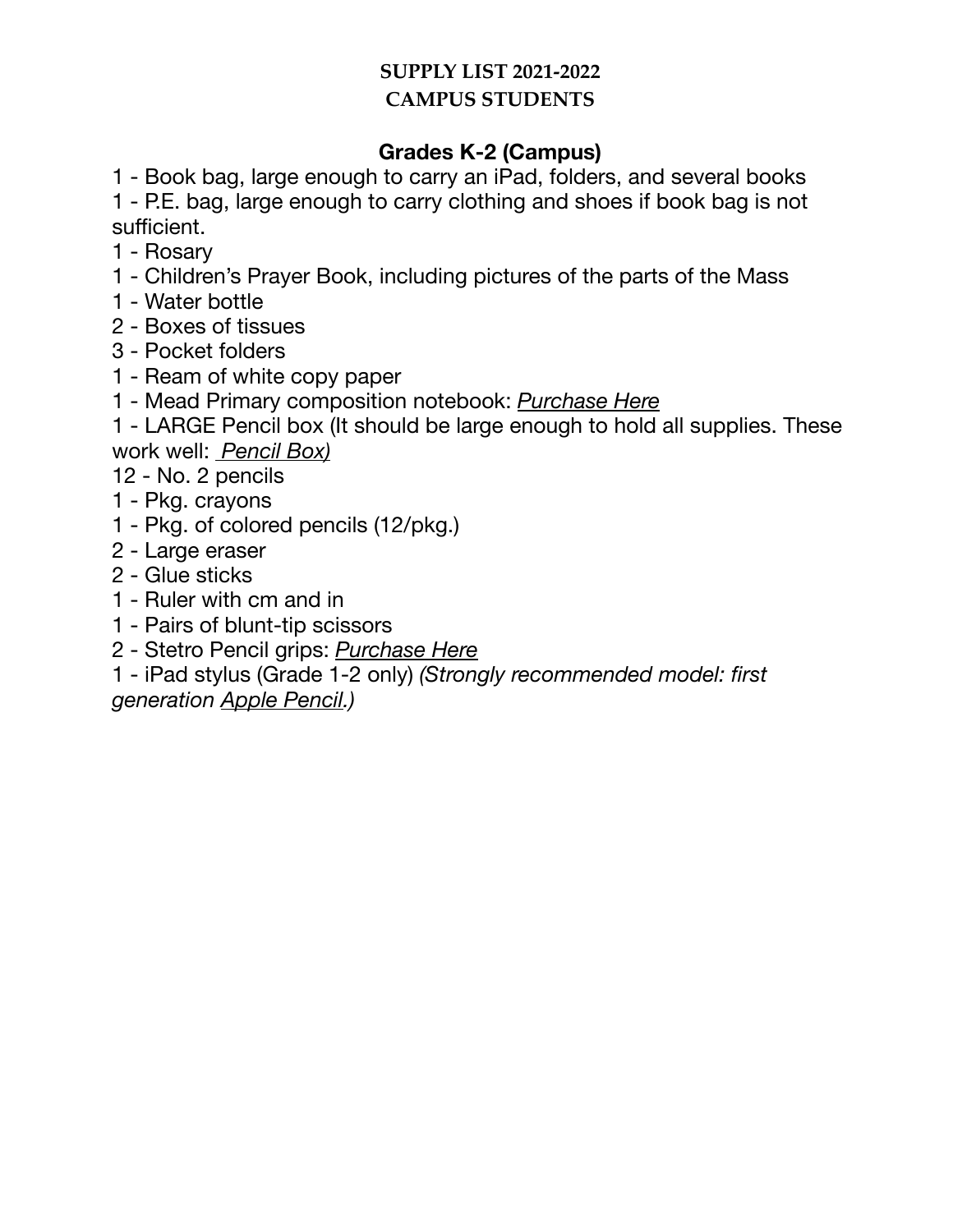**SUPPLY LIST 2021-2022**
**CAMPUS STUDENTS**

## Grades K-2 (Campus)

1 - Book bag, large enough to carry an iPad, folders, and several books
1 - P.E. bag, large enough to carry clothing and shoes if book bag is not sufficient.
1 - Rosary
1 - Children's Prayer Book, including pictures of the parts of the Mass
1 - Water bottle
2 - Boxes of tissues
3 - Pocket folders
1 - Ream of white copy paper
1 - Mead Primary composition notebook: *Purchase Here*
1 - LARGE Pencil box (It should be large enough to hold all supplies. These work well: *Pencil Box)*
12 - No. 2 pencils
1 - Pkg. crayons
1 - Pkg. of colored pencils (12/pkg.)
2 - Large eraser
2 - Glue sticks
1 - Ruler with cm and in
1 - Pairs of blunt-tip scissors
2 - Stetro Pencil grips: *Purchase Here*
1 - iPad stylus (Grade 1-2 only) *(Strongly recommended model: first generation Apple Pencil.)*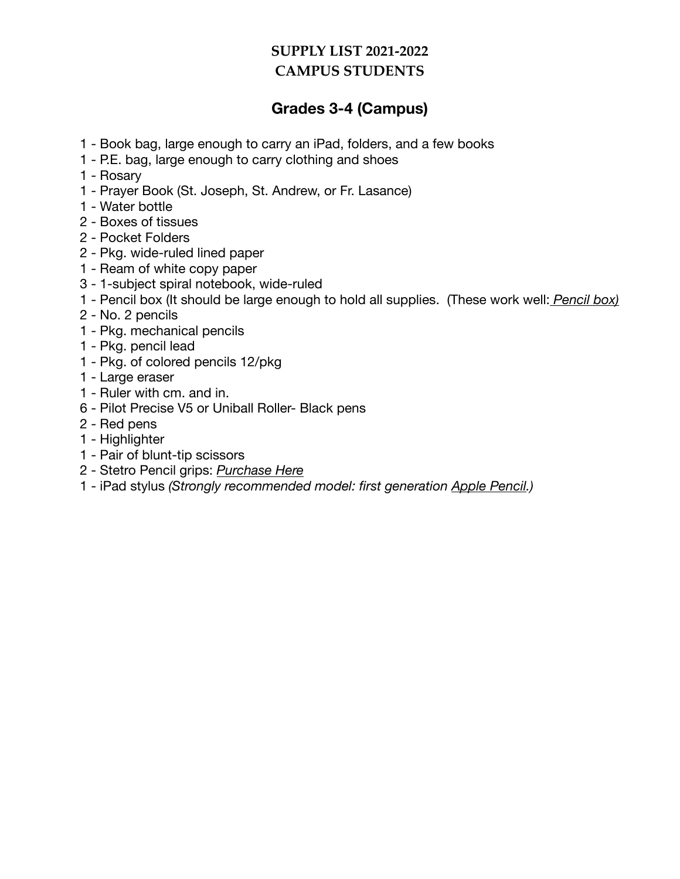**SUPPLY LIST 2021-2022**
**CAMPUS STUDENTS**

## Grades 3-4 (Campus)

1 - Book bag, large enough to carry an iPad, folders, and a few books
1 - P.E. bag, large enough to carry clothing and shoes
1 - Rosary
1 - Prayer Book (St. Joseph, St. Andrew, or Fr. Lasance)
1 - Water bottle
2 - Boxes of tissues
2 - Pocket Folders
2 - Pkg. wide-ruled lined paper
1 - Ream of white copy paper
3 - 1-subject spiral notebook, wide-ruled
1 - Pencil box (It should be large enough to hold all supplies. (These work well: *Pencil box)*
2 - No. 2 pencils
1 - Pkg. mechanical pencils
1 - Pkg. pencil lead
1 - Pkg. of colored pencils 12/pkg
1 - Large eraser
1 - Ruler with cm. and in.
6 - Pilot Precise V5 or Uniball Roller- Black pens
2 - Red pens
1 - Highlighter
1 - Pair of blunt-tip scissors
2 - Stetro Pencil grips: *Purchase Here*
1 - iPad stylus *(Strongly recommended model: first generation Apple Pencil.)*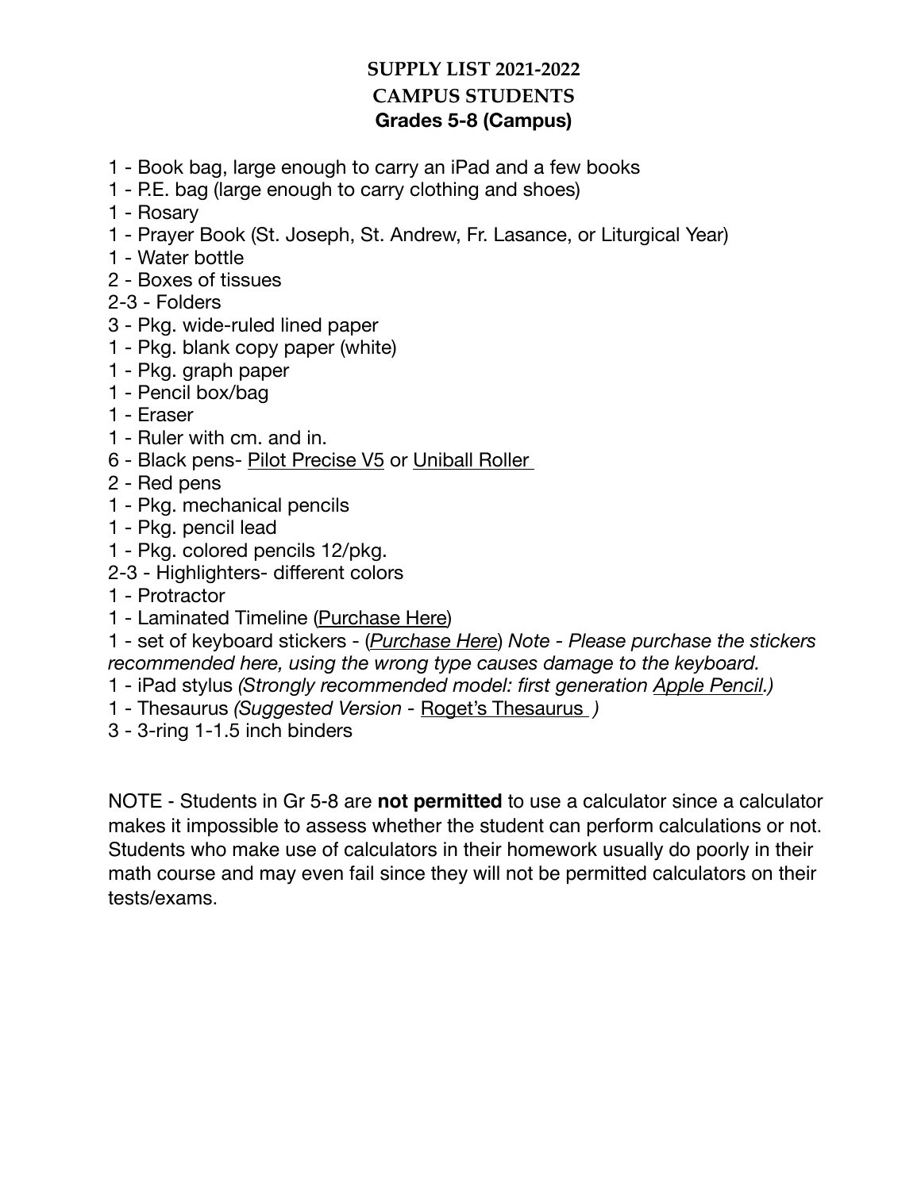# SUPPLY LIST 2021-2022
## CAMPUS STUDENTS
### Grades 5-8 (Campus)

1 - Book bag, large enough to carry an iPad and a few books
1 - P.E. bag (large enough to carry clothing and shoes)
1 - Rosary
1 - Prayer Book (St. Joseph, St. Andrew, Fr. Lasance, or Liturgical Year)
1 - Water bottle
2 - Boxes of tissues
2-3 - Folders
3 - Pkg. wide-ruled lined paper
1 - Pkg. blank copy paper (white)
1 - Pkg. graph paper
1 - Pencil box/bag
1 - Eraser
1 - Ruler with cm. and in.
6 - Black pens- Pilot Precise V5 or Uniball Roller
2 - Red pens
1 - Pkg. mechanical pencils
1 - Pkg. pencil lead
1 - Pkg. colored pencils 12/pkg.
2-3 - Highlighters- different colors
1 - Protractor
1 - Laminated Timeline (Purchase Here)
1 - set of keyboard stickers - (*Purchase Here*) *Note - Please purchase the stickers recommended here, using the wrong type causes damage to the keyboard.*
1 - iPad stylus *(Strongly recommended model: first generation Apple Pencil.)*
1 - Thesaurus *(Suggested Version -* Roget's Thesaurus *)*
3 - 3-ring 1-1.5 inch binders

NOTE - Students in Gr 5-8 are **not permitted** to use a calculator since a calculator makes it impossible to assess whether the student can perform calculations or not. Students who make use of calculators in their homework usually do poorly in their math course and may even fail since they will not be permitted calculators on their tests/exams.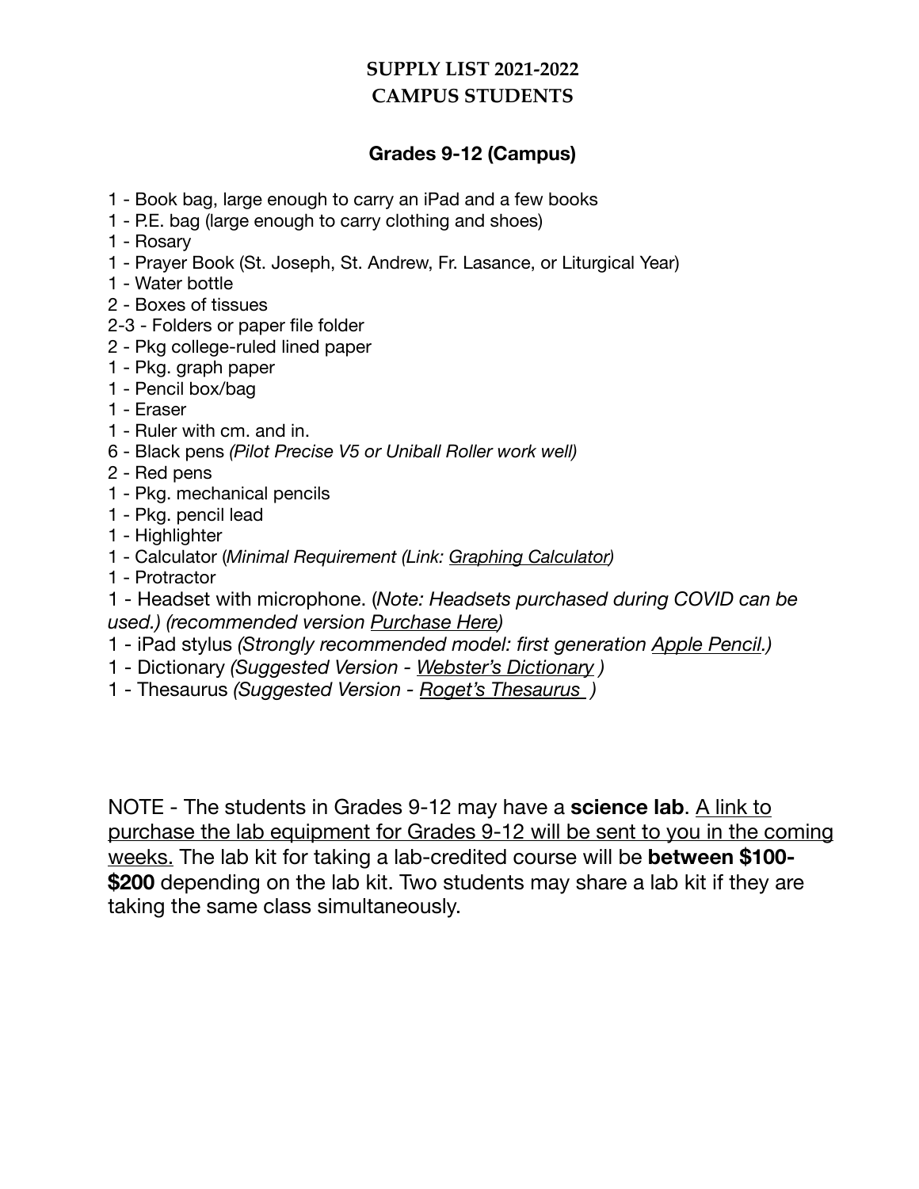# SUPPLY LIST 2021-2022
# CAMPUS STUDENTS

## Grades 9-12 (Campus)

1 - Book bag, large enough to carry an iPad and a few books
1 - P.E. bag (large enough to carry clothing and shoes)
1 - Rosary
1 - Prayer Book (St. Joseph, St. Andrew, Fr. Lasance, or Liturgical Year)
1 - Water bottle
2 - Boxes of tissues
2-3 - Folders or paper file folder
2 - Pkg college-ruled lined paper
1 - Pkg. graph paper
1 - Pencil box/bag
1 - Eraser
1 - Ruler with cm. and in.
6 - Black pens *(Pilot Precise V5 or Uniball Roller work well)*
2 - Red pens
1 - Pkg. mechanical pencils
1 - Pkg. pencil lead
1 - Highlighter
1 - Calculator (*Minimal Requirement (Link: Graphing Calculator)*
1 - Protractor
1 - Headset with microphone. (*Note: Headsets purchased during COVID can be used.) (recommended version Purchase Here)*
1 - iPad stylus *(Strongly recommended model: first generation Apple Pencil.)*
1 - Dictionary *(Suggested Version - Webster's Dictionary )*
1 - Thesaurus *(Suggested Version - Roget's Thesaurus )*

NOTE - The students in Grades 9-12 may have a **science lab**. A link to purchase the lab equipment for Grades 9-12 will be sent to you in the coming weeks. The lab kit for taking a lab-credited course will be **between $100-$200** depending on the lab kit. Two students may share a lab kit if they are taking the same class simultaneously.